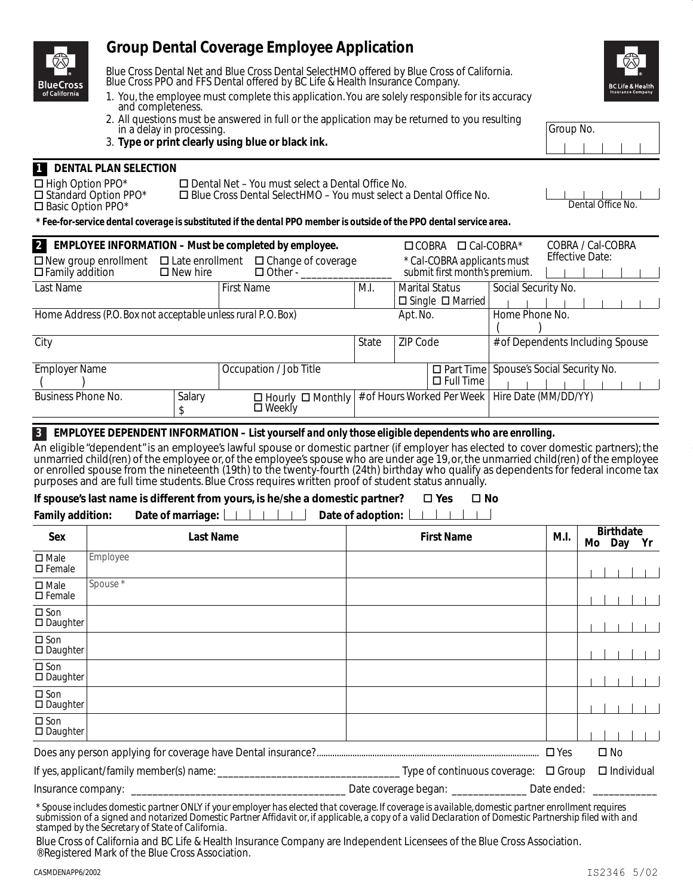# Group Dental Coverage Employee Application

Blue Cross Dental Net and Blue Cross Dental SelectHMO offered by Blue Cross of California.
Blue Cross PPO and FFS Dental offered by BC Life & Health Insurance Company.

1. You, the employee must complete this application. You are solely responsible for its accuracy and completeness.
2. All questions must be answered in full or the application may be returned to you resulting in a delay in processing.
3. **Type or print clearly using blue or black ink.**

Group No.

## 1 DENTAL PLAN SELECTION

☐ High Option PPO*
☐ Standard Option PPO*
☐ Basic Option PPO*

☐ Dental Net – You must select a Dental Office No.
☐ Blue Cross Dental SelectHMO – You must select a Dental Office No.

Dental Office No.

***Fee-for-service dental coverage is substituted if the dental PPO member is outside of the PPO dental service area.***

## 2 EMPLOYEE INFORMATION – Must be completed by employee.

☐ New group enrollment ☐ Late enrollment ☐ Change of coverage
☐ Family addition ☐ New hire ☐ Other - ________________

☐ COBRA ☐ Cal-COBRA*
*Cal-COBRA applicants must submit first month's premium.

COBRA / Cal-COBRA Effective Date:

| | | | | |
|---|---|---|---|---|
| Last Name | First Name | M.I. | Marital Status ☐ Single ☐ Married | Social Security No. |
| Home Address (P.O. Box not acceptable unless rural P.O. Box) | | | Apt. No. | Home Phone No. ( ) |
| City | | State | ZIP Code | # of Dependents Including Spouse |
| Employer Name ( ) | Occupation / Job Title | | ☐ Part Time ☐ Full Time | Spouse's Social Security No. |
| Business Phone No. | Salary $ ☐ Hourly ☐ Monthly ☐ Weekly | | # of Hours Worked Per Week | Hire Date (MM/DD/YY) |

## 3 EMPLOYEE DEPENDENT INFORMATION – *List yourself and only those eligible dependents who are enrolling.*

An eligible "dependent" is an employee's lawful spouse or domestic partner (if employer has elected to cover domestic partners); the unmarried child(ren) of the employee or, of the employee's spouse who are under age 19, or, the unmarried child(ren) of the employee or enrolled spouse from the nineteenth (19th) to the twenty-fourth (24th) birthday who qualify as dependents for federal income tax purposes and are full time students. Blue Cross requires written proof of student status annually.

**If spouse's last name is different from yours, is he/she a domestic partner?** ☐ **Yes** ☐ **No**

**Family addition:** **Date of marriage:** **Date of adoption:**

| Sex | Last Name | First Name | M.I. | Birthdate Mo Day Yr |
|---|---|---|---|---|
| ☐ Male ☐ Female | Employee | | | |
| ☐ Male ☐ Female | Spouse * | | | |
| ☐ Son ☐ Daughter | | | | |
| ☐ Son ☐ Daughter | | | | |
| ☐ Son ☐ Daughter | | | | |
| ☐ Son ☐ Daughter | | | | |
| ☐ Son ☐ Daughter | | | | |

Does any person applying for coverage have Dental insurance? ☐ Yes ☐ No

If yes, applicant/family member(s) name: ________________________________ Type of continuous coverage: ☐ Group ☐ Individual

Insurance company: ______________________________________ Date coverage began: ______________ Date ended: ____________

*\* Spouse includes domestic partner ONLY if your employer has elected that coverage. If coverage is available, domestic partner enrollment requires submission of a signed and notarized Domestic Partner Affidavit or, if applicable, a copy of a valid Declaration of Domestic Partnership filed with and stamped by the Secretary of State of California.*

Blue Cross of California and BC Life & Health Insurance Company are Independent Licensees of the Blue Cross Association.
®Registered Mark of the Blue Cross Association.

CASMDENAPP6/2002 IS2346 5/02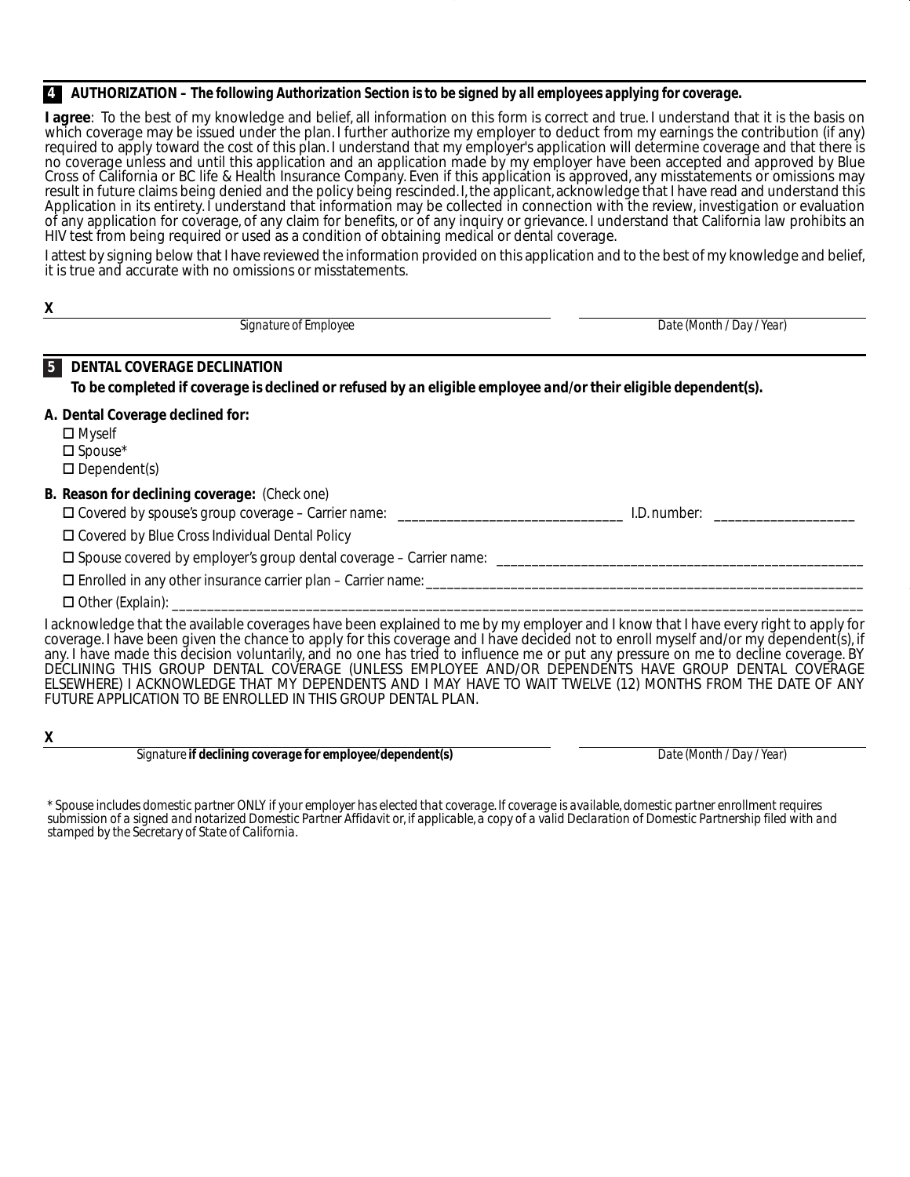## 4 AUTHORIZATION – *The following Authorization Section is to be signed by all employees applying for coverage.*

**I agree**: To the best of my knowledge and belief, all information on this form is correct and true. I understand that it is the basis on which coverage may be issued under the plan. I further authorize my employer to deduct from my earnings the contribution (if any) required to apply toward the cost of this plan. I understand that my employer's application will determine coverage and that there is no coverage unless and until this application and an application made by my employer have been accepted and approved by Blue Cross of California or BC life & Health Insurance Company. Even if this application is approved, any misstatements or omissions may result in future claims being denied and the policy being rescinded. I, the applicant, acknowledge that I have read and understand this Application in its entirety. I understand that information may be collected in connection with the review, investigation or evaluation of any application for coverage, of any claim for benefits, or of any inquiry or grievance. I understand that California law prohibits an HIV test from being required or used as a condition of obtaining medical or dental coverage.

I attest by signing below that I have reviewed the information provided on this application and to the best of my knowledge and belief, it is true and accurate with no omissions or misstatements.

**X** ______________________________________ ______________________

*Signature of Employee* *Date (Month / Day / Year)*

## 5 DENTAL COVERAGE DECLINATION

***To be completed if coverage is declined or refused by an eligible employee and/or their eligible dependent(s).***

**A. Dental Coverage declined for:**

- ☐ Myself
- ☐ Spouse*
- ☐ Dependent(s)

**B. Reason for declining coverage:** *(Check one)*

- ☐ Covered by spouse's group coverage – Carrier name: ________________________________ I.D. number: ____________________
- ☐ Covered by Blue Cross Individual Dental Policy
- ☐ Spouse covered by employer's group dental coverage – Carrier name: ____________________________________________________
- ☐ Enrolled in any other insurance carrier plan – Carrier name: ____________________________________________________________
- ☐ Other *(Explain)*: ______________________________________________________________________________________________

I acknowledge that the available coverages have been explained to me by my employer and I know that I have every right to apply for coverage. I have been given the chance to apply for this coverage and I have decided not to enroll myself and/or my dependent(s), if any. I have made this decision voluntarily, and no one has tried to influence me or put any pressure on me to decline coverage. BY DECLINING THIS GROUP DENTAL COVERAGE (UNLESS EMPLOYEE AND/OR DEPENDENTS HAVE GROUP DENTAL COVERAGE ELSEWHERE) I ACKNOWLEDGE THAT MY DEPENDENTS AND I MAY HAVE TO WAIT TWELVE (12) MONTHS FROM THE DATE OF ANY FUTURE APPLICATION TO BE ENROLLED IN THIS GROUP DENTAL PLAN.

**X** ______________________________________ ______________________

*Signature* ***if declining coverage for employee/dependent(s)*** *Date (Month / Day / Year)*

*\* Spouse includes domestic partner ONLY if your employer has elected that coverage. If coverage is available, domestic partner enrollment requires submission of a signed and notarized Domestic Partner Affidavit or, if applicable, a copy of a valid Declaration of Domestic Partnership filed with and stamped by the Secretary of State of California.*